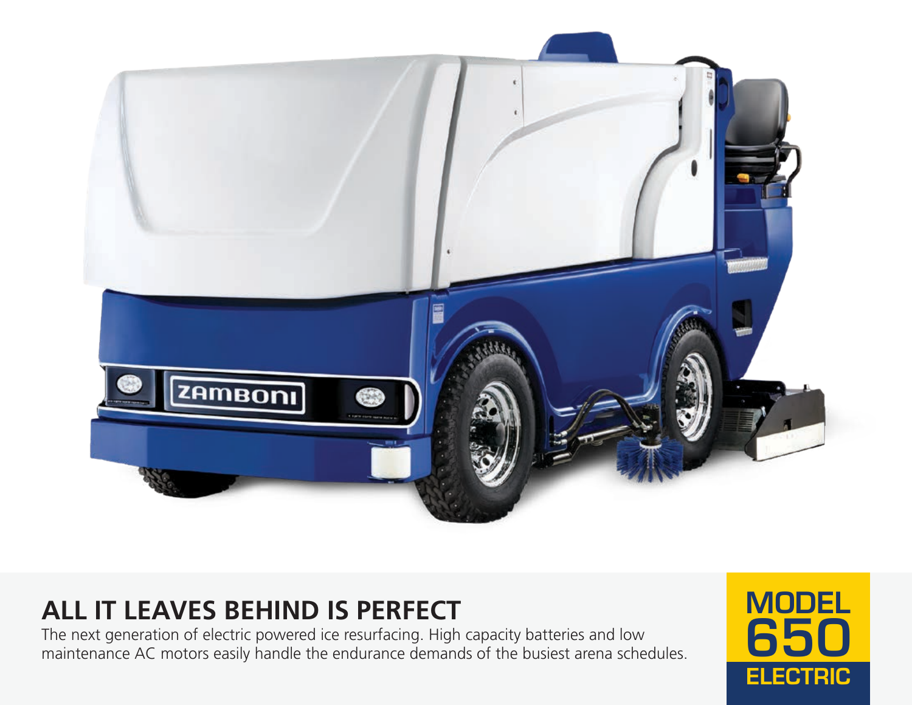# ALL IT LEAVES BEHIND IS PERFECT

The next generation of electric powered ice resurfacing. High capacity batteries and low maintenance AC motors easily handle the endurance demands of the busiest arena schedules.

**MODEL 650 ELECTRIC**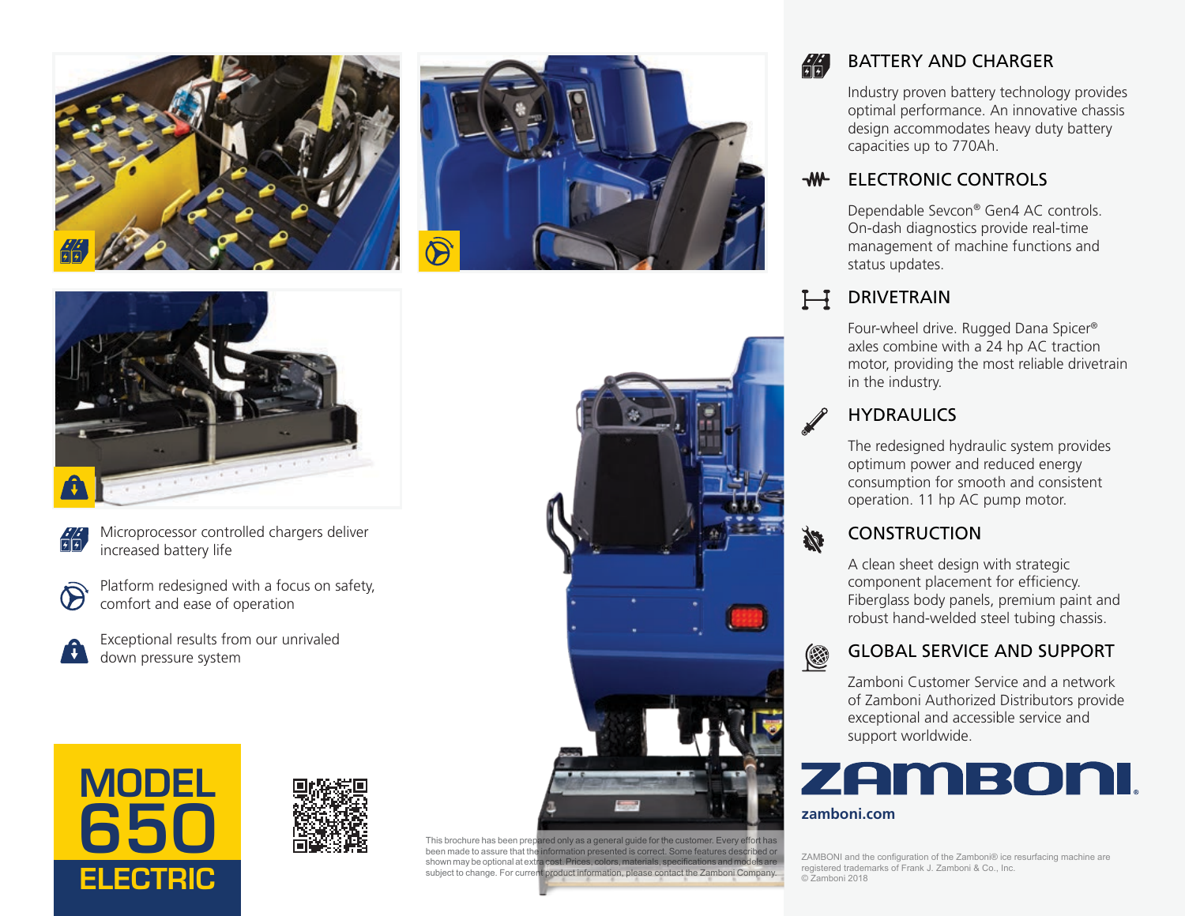Microprocessor controlled chargers deliver increased battery life

Platform redesigned with a focus on safety, comfort and ease of operation

Exceptional results from our unrivaled down pressure system

# MODEL 650 ELECTRIC

This brochure has been prepared only as a general guide for the customer. Every effort has been made to assure that the information presented is correct. Some features described or shown may be optional at extra cost. Prices, colors, materials, specifications and models are subject to change. For current product information, please contact the Zamboni Company.

## BATTERY AND CHARGER

Industry proven battery technology provides optimal performance. An innovative chassis design accommodates heavy duty battery capacities up to 770Ah.

## ELECTRONIC CONTROLS

Dependable Sevcon® Gen4 AC controls. On-dash diagnostics provide real-time management of machine functions and status updates.

## DRIVETRAIN

Four-wheel drive. Rugged Dana Spicer® axles combine with a 24 hp AC traction motor, providing the most reliable drivetrain in the industry.

## HYDRAULICS

The redesigned hydraulic system provides optimum power and reduced energy consumption for smooth and consistent operation. 11 hp AC pump motor.

## CONSTRUCTION

A clean sheet design with strategic component placement for efficiency. Fiberglass body panels, premium paint and robust hand-welded steel tubing chassis.

## GLOBAL SERVICE AND SUPPORT

Zamboni Customer Service and a network of Zamboni Authorized Distributors provide exceptional and accessible service and support worldwide.

ZAMBONI.

zamboni.com

ZAMBONI and the configuration of the Zamboni® ice resurfacing machine are registered trademarks of Frank J. Zamboni & Co., Inc.
© Zamboni 2018